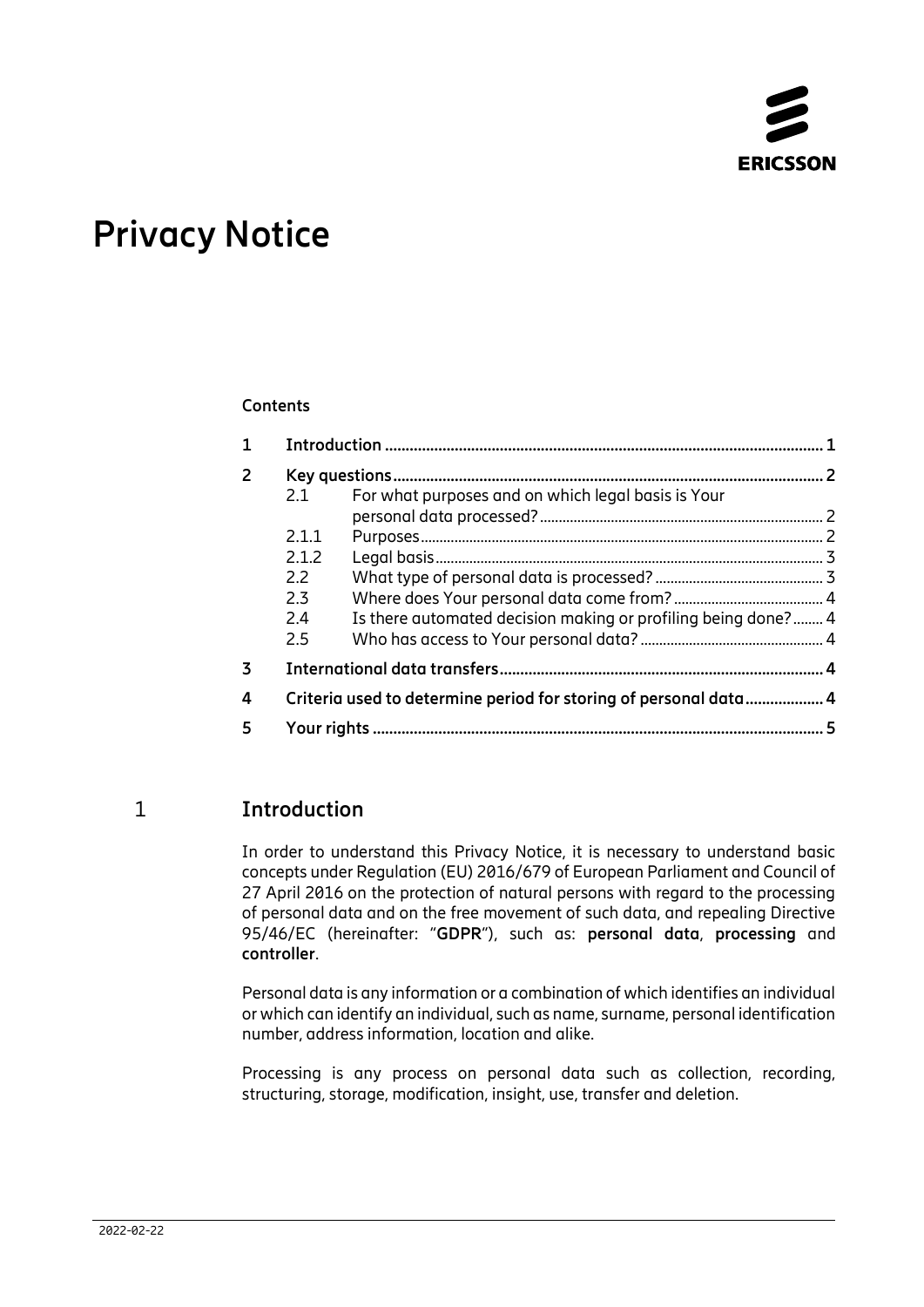# Privacy Notice

**Contents**

| | | | |
|---|---|---|---|
| **1** | **Introduction** | | **1** |
| **2** | **Key questions** | | **2** |
| | 2.1 | For what purposes and on which legal basis is Your personal data processed? | 2 |
| | 2.1.1 | Purposes | 2 |
| | 2.1.2 | Legal basis | 3 |
| | 2.2 | What type of personal data is processed? | 3 |
| | 2.3 | Where does Your personal data come from? | 4 |
| | 2.4 | Is there automated decision making or profiling being done? | 4 |
| | 2.5 | Who has access to Your personal data? | 4 |
| **3** | **International data transfers** | | **4** |
| **4** | **Criteria used to determine period for storing of personal data** | | **4** |
| **5** | **Your rights** | | **5** |

## 1 Introduction

In order to understand this Privacy Notice, it is necessary to understand basic concepts under Regulation (EU) 2016/679 of European Parliament and Council of 27 April 2016 on the protection of natural persons with regard to the processing of personal data and on the free movement of such data, and repealing Directive 95/46/EC (hereinafter: "**GDPR**"), such as: **personal data**, **processing** and **controller**.

Personal data is any information or a combination of which identifies an individual or which can identify an individual, such as name, surname, personal identification number, address information, location and alike.

Processing is any process on personal data such as collection, recording, structuring, storage, modification, insight, use, transfer and deletion.

2022-02-22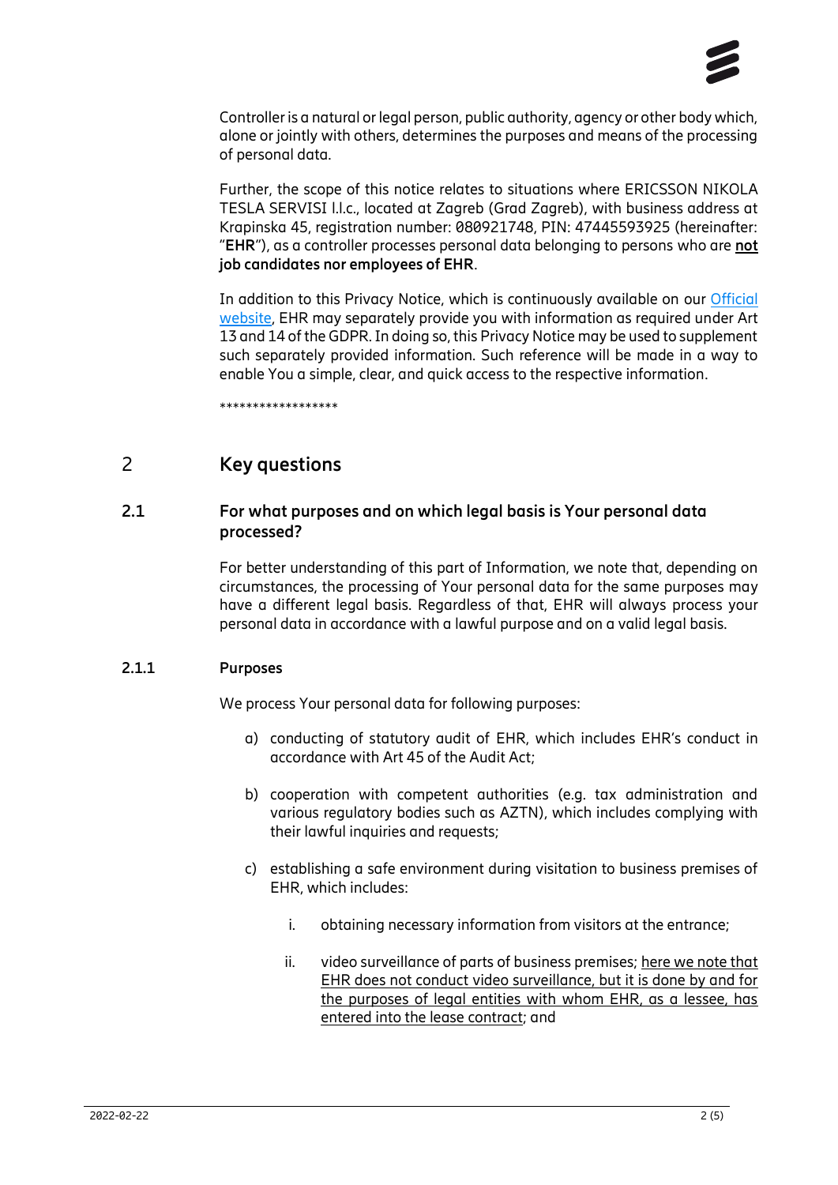Controller is a natural or legal person, public authority, agency or other body which, alone or jointly with others, determines the purposes and means of the processing of personal data.

Further, the scope of this notice relates to situations where ERICSSON NIKOLA TESLA SERVISI l.l.c., located at Zagreb (Grad Zagreb), with business address at Krapinska 45, registration number: 080921748, PIN: 47445593925 (hereinafter: "**EHR**"), as a controller processes personal data belonging to persons who are **not** **job candidates nor employees of EHR**.

In addition to this Privacy Notice, which is continuously available on our [Official website](), EHR may separately provide you with information as required under Art 13 and 14 of the GDPR. In doing so, this Privacy Notice may be used to supplement such separately provided information. Such reference will be made in a way to enable You a simple, clear, and quick access to the respective information.

*****************

## 2 Key questions

### 2.1 For what purposes and on which legal basis is Your personal data processed?

For better understanding of this part of Information, we note that, depending on circumstances, the processing of Your personal data for the same purposes may have a different legal basis. Regardless of that, EHR will always process your personal data in accordance with a lawful purpose and on a valid legal basis.

#### 2.1.1 Purposes

We process Your personal data for following purposes:

a) conducting of statutory audit of EHR, which includes EHR's conduct in accordance with Art 45 of the Audit Act;

b) cooperation with competent authorities (e.g. tax administration and various regulatory bodies such as AZTN), which includes complying with their lawful inquiries and requests;

c) establishing a safe environment during visitation to business premises of EHR, which includes:

    i. obtaining necessary information from visitors at the entrance;

    ii. video surveillance of parts of business premises; <u>here we note that EHR does not conduct video surveillance, but it is done by and for the purposes of legal entities with whom EHR, as a lessee, has entered into the lease contract</u>; and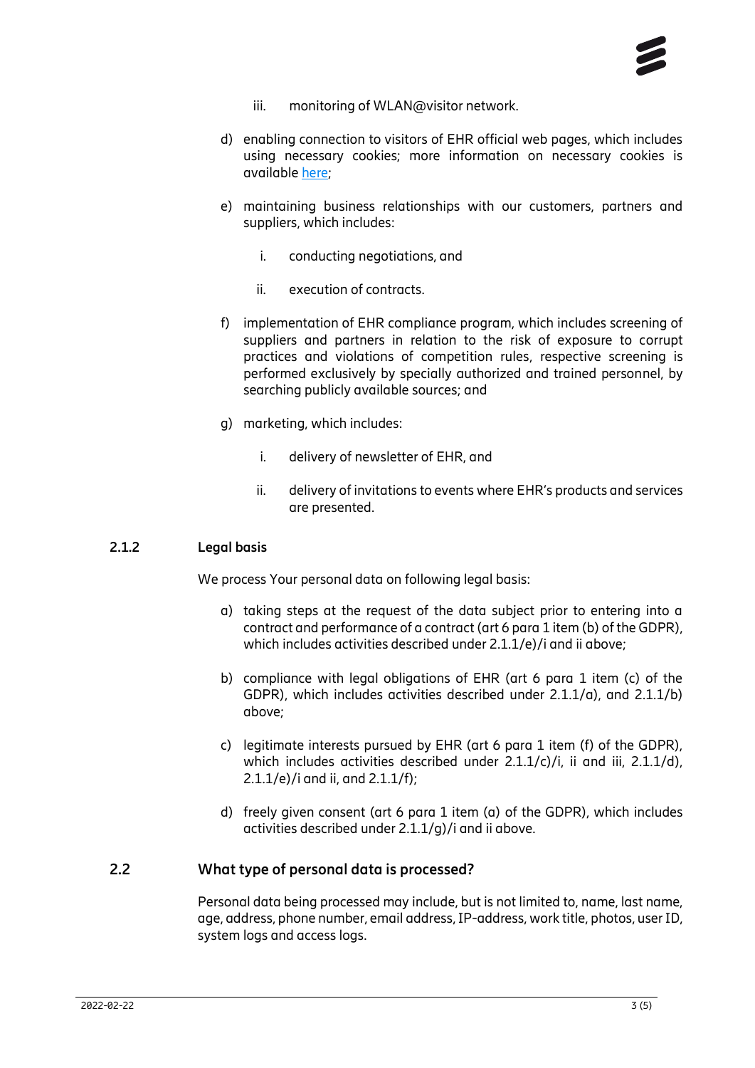iii. monitoring of WLAN@visitor network.

d) enabling connection to visitors of EHR official web pages, which includes using necessary cookies; more information on necessary cookies is available here;

e) maintaining business relationships with our customers, partners and suppliers, which includes:

   i. conducting negotiations, and

   ii. execution of contracts.

f) implementation of EHR compliance program, which includes screening of suppliers and partners in relation to the risk of exposure to corrupt practices and violations of competition rules, respective screening is performed exclusively by specially authorized and trained personnel, by searching publicly available sources; and

g) marketing, which includes:

   i. delivery of newsletter of EHR, and

   ii. delivery of invitations to events where EHR's products and services are presented.

#### 2.1.2 Legal basis

We process Your personal data on following legal basis:

a) taking steps at the request of the data subject prior to entering into a contract and performance of a contract (art 6 para 1 item (b) of the GDPR), which includes activities described under 2.1.1/e)/i and ii above;

b) compliance with legal obligations of EHR (art 6 para 1 item (c) of the GDPR), which includes activities described under 2.1.1/a), and 2.1.1/b) above;

c) legitimate interests pursued by EHR (art 6 para 1 item (f) of the GDPR), which includes activities described under 2.1.1/c)/i, ii and iii, 2.1.1/d), 2.1.1/e)/i and ii, and 2.1.1/f);

d) freely given consent (art 6 para 1 item (a) of the GDPR), which includes activities described under 2.1.1/g)/i and ii above.

### 2.2 What type of personal data is processed?

Personal data being processed may include, but is not limited to, name, last name, age, address, phone number, email address, IP-address, work title, photos, user ID, system logs and access logs.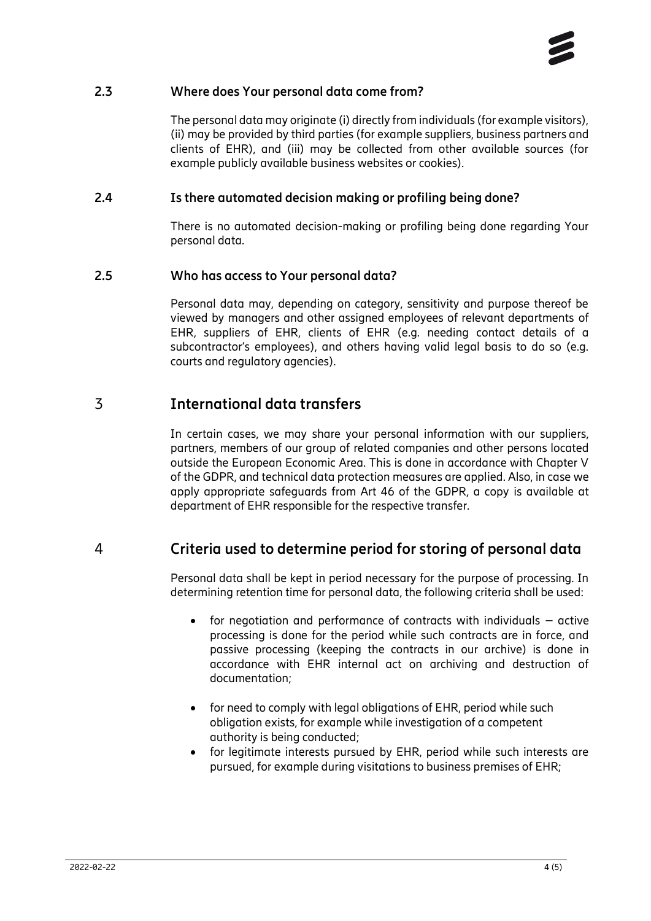### 2.3 Where does Your personal data come from?

The personal data may originate (i) directly from individuals (for example visitors), (ii) may be provided by third parties (for example suppliers, business partners and clients of EHR), and (iii) may be collected from other available sources (for example publicly available business websites or cookies).

### 2.4 Is there automated decision making or profiling being done?

There is no automated decision-making or profiling being done regarding Your personal data.

### 2.5 Who has access to Your personal data?

Personal data may, depending on category, sensitivity and purpose thereof be viewed by managers and other assigned employees of relevant departments of EHR, suppliers of EHR, clients of EHR (e.g. needing contact details of a subcontractor's employees), and others having valid legal basis to do so (e.g. courts and regulatory agencies).

## 3 International data transfers

In certain cases, we may share your personal information with our suppliers, partners, members of our group of related companies and other persons located outside the European Economic Area. This is done in accordance with Chapter V of the GDPR, and technical data protection measures are applied. Also, in case we apply appropriate safeguards from Art 46 of the GDPR, a copy is available at department of EHR responsible for the respective transfer.

## 4 Criteria used to determine period for storing of personal data

Personal data shall be kept in period necessary for the purpose of processing. In determining retention time for personal data, the following criteria shall be used:

- for negotiation and performance of contracts with individuals – active processing is done for the period while such contracts are in force, and passive processing (keeping the contracts in our archive) is done in accordance with EHR internal act on archiving and destruction of documentation;

- for need to comply with legal obligations of EHR, period while such obligation exists, for example while investigation of a competent authority is being conducted;
- for legitimate interests pursued by EHR, period while such interests are pursued, for example during visitations to business premises of EHR;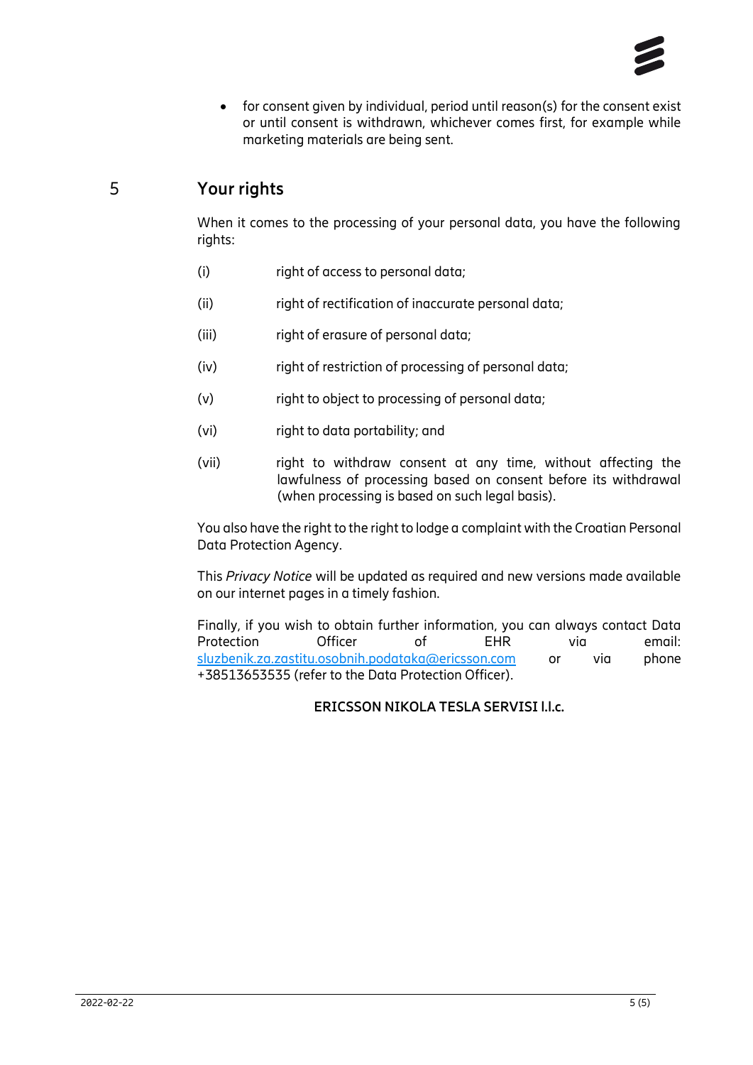- for consent given by individual, period until reason(s) for the consent exist or until consent is withdrawn, whichever comes first, for example while marketing materials are being sent.

## 5 Your rights

When it comes to the processing of your personal data, you have the following rights:

(i) right of access to personal data;

(ii) right of rectification of inaccurate personal data;

(iii) right of erasure of personal data;

(iv) right of restriction of processing of personal data;

(v) right to object to processing of personal data;

(vi) right to data portability; and

(vii) right to withdraw consent at any time, without affecting the lawfulness of processing based on consent before its withdrawal (when processing is based on such legal basis).

You also have the right to the right to lodge a complaint with the Croatian Personal Data Protection Agency.

This *Privacy Notice* will be updated as required and new versions made available on our internet pages in a timely fashion.

Finally, if you wish to obtain further information, you can always contact Data Protection Officer of EHR via email: sluzbenik.za.zastitu.osobnih.podataka@ericsson.com or via phone +38513653535 (refer to the Data Protection Officer).

**ERICSSON NIKOLA TESLA SERVISI l.l.c.**